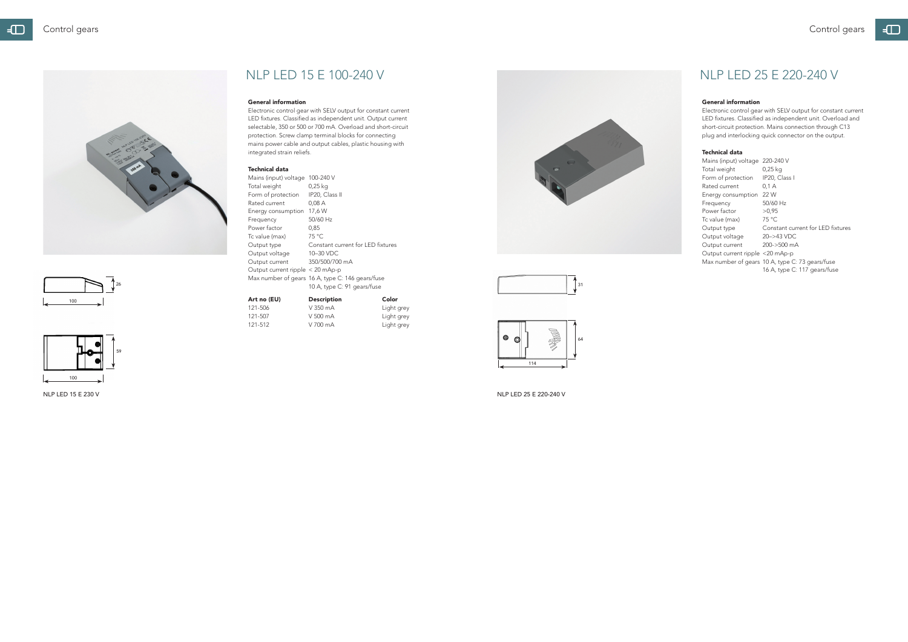# NLP LED 15 E 100-240 V

**General information**

Electronic control gear with SELV output for constant current LED fixtures. Classified as independent unit. Output current selectable, 350 or 500 or 700 mA. Overload and short-circuit protection. Screw clamp terminal blocks for connecting mains power cable and output cables, plastic housing with integrated strain reliefs.

**Technical data**

| | |
|---|---|
| Mains (input) voltage | 100-240 V |
| Total weight | 0,25 kg |
| Form of protection | IP20, Class II |
| Rated current | 0,08 A |
| Energy consumption | 17,6 W |
| Frequency | 50/60 Hz |
| Power factor | 0,85 |
| Tc value (max) | 75 °C |
| Output type | Constant current for LED fixtures |
| Output voltage | 10–30 VDC |
| Output current | 350/500/700 mA |
| Output current ripple | < 20 mAp-p |
| Max number of gears | 16 A, type C: 146 gears/fuse<br>10 A, type C: 91 gears/fuse |

| Art no (EU) | Description | Color |
|---|---|---|
| 121-506 | V 350 mA | Light grey |
| 121-507 | V 500 mA | Light grey |
| 121-512 | V 700 mA | Light grey |

26

100

59

100

NLP LED 15 E 230 V

# NLP LED 25 E 220-240 V

**General information**

Electronic control gear with SELV output for constant current LED fixtures. Classified as independent unit. Overload and short-circuit protection. Mains connection through C13 plug and interlocking quick connector on the output.

**Technical data**

| | |
|---|---|
| Mains (input) voltage | 220-240 V |
| Total weight | 0,25 kg |
| Form of protection | IP20, Class I |
| Rated current | 0,1 A |
| Energy consumption | 22 W |
| Frequency | 50/60 Hz |
| Power factor | >0,95 |
| Tc value (max) | 75 °C |
| Output type | Constant current for LED fixtures |
| Output voltage | 20–>43 VDC |
| Output current | 200->500 mA |
| Output current ripple | <20 mAp-p |
| Max number of gears | 10 A, type C: 73 gears/fuse<br>16 A, type C: 117 gears/fuse |

31

64

114

NLP LED 25 E 220-240 V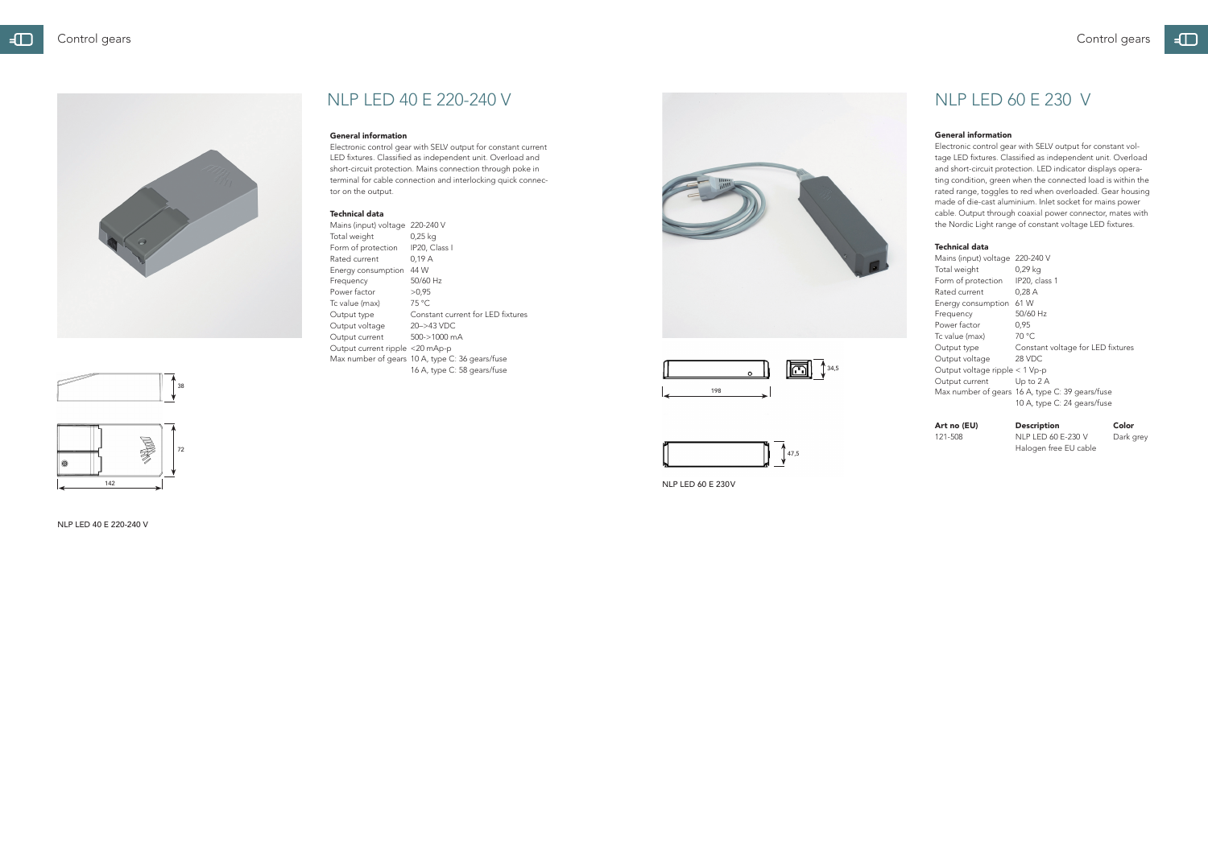# NLP LED 40 E 220-240 V

### General information

Electronic control gear with SELV output for constant current LED fixtures. Classified as independent unit. Overload and short-circuit protection. Mains connection through poke in terminal for cable connection and interlocking quick connector on the output.

### Technical data

| | |
|---|---|
| Mains (input) voltage | 220-240 V |
| Total weight | 0,25 kg |
| Form of protection | IP20, Class I |
| Rated current | 0,19 A |
| Energy consumption | 44 W |
| Frequency | 50/60 Hz |
| Power factor | >0,95 |
| Tc value (max) | 75 °C |
| Output type | Constant current for LED fixtures |
| Output voltage | 20–>43 VDC |
| Output current | 500->1000 mA |
| Output current ripple | <20 mAp-p |
| Max number of gears | 10 A, type C: 36 gears/fuse<br>16 A, type C: 58 gears/fuse |

38

72

142

NLP LED 40 E 220-240 V

# NLP LED 60 E 230 V

### General information

Electronic control gear with SELV output for constant voltage LED fixtures. Classified as independent unit. Overload and short-circuit protection. LED indicator displays operating condition, green when the connected load is within the rated range, toggles to red when overloaded. Gear housing made of die-cast aluminium. Inlet socket for mains power cable. Output through coaxial power connector, mates with the Nordic Light range of constant voltage LED fixtures.

### Technical data

| | |
|---|---|
| Mains (input) voltage | 220-240 V |
| Total weight | 0,29 kg |
| Form of protection | IP20, class 1 |
| Rated current | 0,28 A |
| Energy consumption | 61 W |
| Frequency | 50/60 Hz |
| Power factor | 0,95 |
| Tc value (max) | 70 °C |
| Output type | Constant voltage for LED fixtures |
| Output voltage | 28 VDC |
| Output voltage ripple | < 1 Vp-p |
| Output current | Up to 2 A |
| Max number of gears | 16 A, type C: 39 gears/fuse<br>10 A, type C: 24 gears/fuse |

| Art no (EU) | Description | Color |
|---|---|---|
| 121-508 | NLP LED 60 E-230 V<br>Halogen free EU cable | Dark grey |

34,5

198

47,5

NLP LED 60 E 230V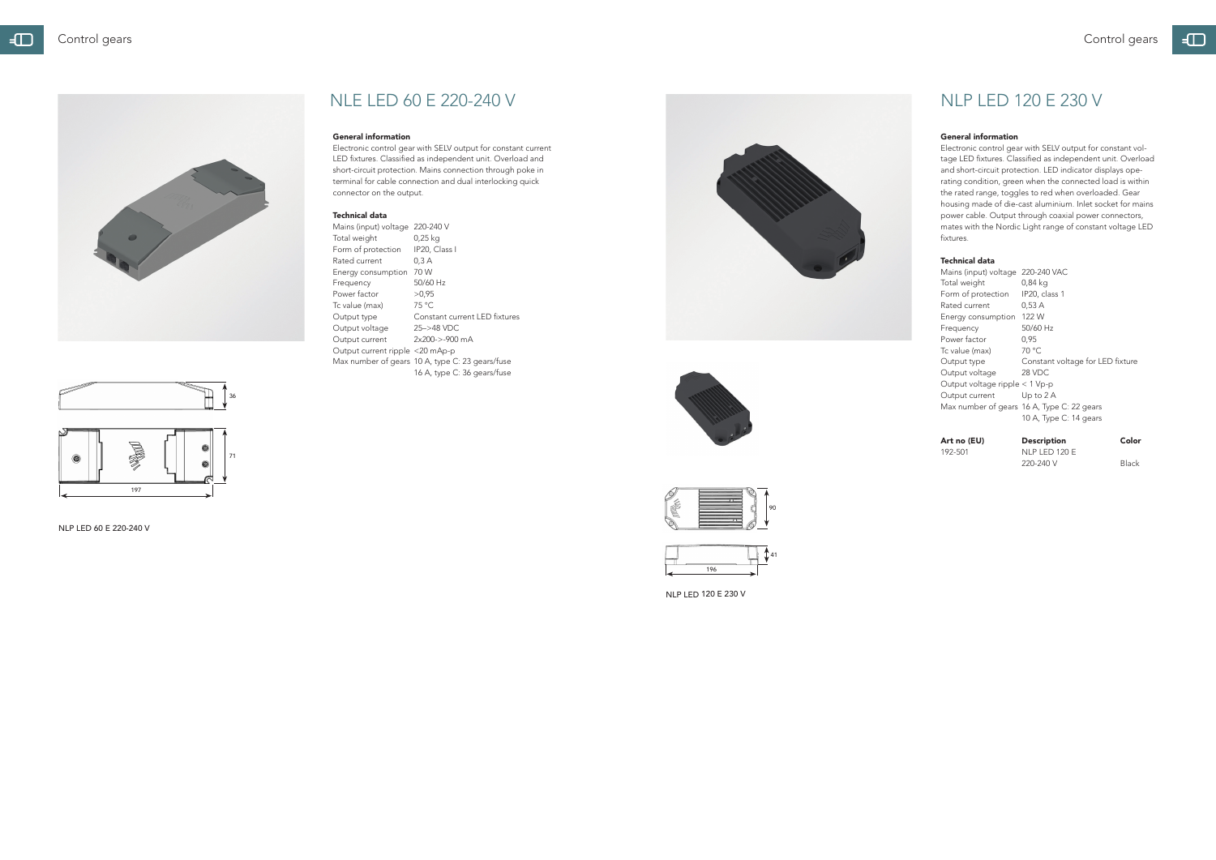# NLE LED 60 E 220-240 V

**General information**

Electronic control gear with SELV output for constant current LED fixtures. Classified as independent unit. Overload and short-circuit protection. Mains connection through poke in terminal for cable connection and dual interlocking quick connector on the output.

**Technical data**

| | |
|---|---|
| Mains (input) voltage | 220-240 V |
| Total weight | 0,25 kg |
| Form of protection | IP20, Class I |
| Rated current | 0,3 A |
| Energy consumption | 70 W |
| Frequency | 50/60 Hz |
| Power factor | >0,95 |
| Tc value (max) | 75 °C |
| Output type | Constant current LED fixtures |
| Output voltage | 25–>48 VDC |
| Output current | 2x200->-900 mA |
| Output current ripple | <20 mAp-p |
| Max number of gears | 10 A, type C: 23 gears/fuse<br>16 A, type C: 36 gears/fuse |

NLP LED 60 E 220-240 V

# NLP LED 120 E 230 V

**General information**

Electronic control gear with SELV output for constant voltage LED fixtures. Classified as independent unit. Overload and short-circuit protection. LED indicator displays operating condition, green when the connected load is within the rated range, toggles to red when overloaded. Gear housing made of die-cast aluminium. Inlet socket for mains power cable. Output through coaxial power connectors, mates with the Nordic Light range of constant voltage LED fixtures.

**Technical data**

| | |
|---|---|
| Mains (input) voltage | 220-240 VAC |
| Total weight | 0,84 kg |
| Form of protection | IP20, class 1 |
| Rated current | 0,53 A |
| Energy consumption | 122 W |
| Frequency | 50/60 Hz |
| Power factor | 0,95 |
| Tc value (max) | 70 °C |
| Output type | Constant voltage for LED fixture |
| Output voltage | 28 VDC |
| Output voltage ripple | < 1 Vp-p |
| Output current | Up to 2 A |
| Max number of gears | 16 A, Type C: 22 gears<br>10 A, Type C: 14 gears |

| Art no (EU) | Description | Color |
|---|---|---|
| 192-501 | NLP LED 120 E 220-240 V | Black |

NLP LED 120 E 230 V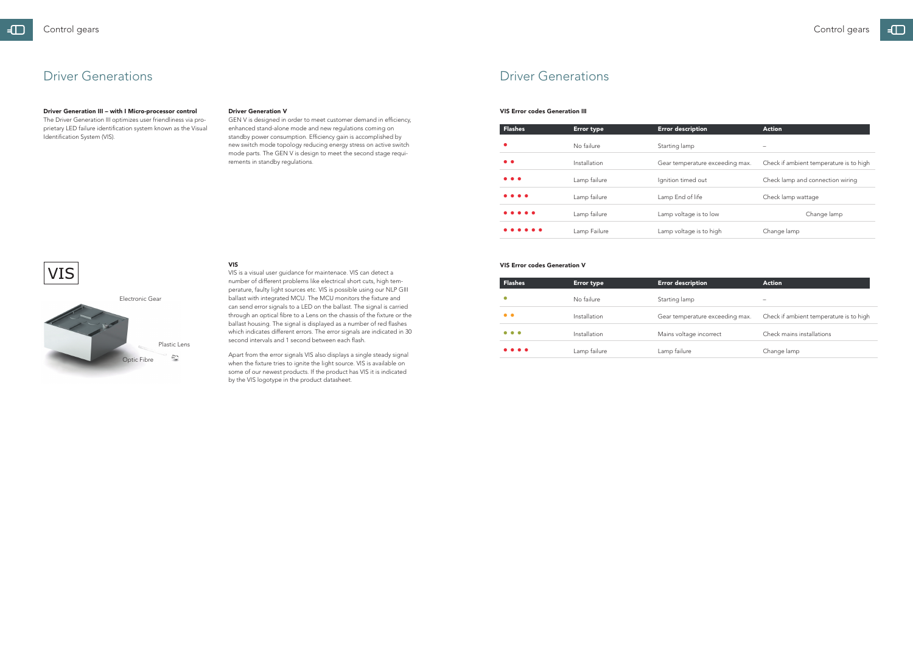## Driver Generations

**Driver Generation III – with I Micro-processor control**

The Driver Generation III optimizes user friendliness via proprietary LED failure identification system known as the Visual Identification System (VIS).

**Driver Generation V**

GEN V is designed in order to meet customer demand in efficiency, enhanced stand-alone mode and new regulations coming on standby power consumption. Efficiency gain is accomplished by new switch mode topology reducing energy stress on active switch mode parts. The GEN V is design to meet the second stage requirements in standby regulations.

VIS

Electronic Gear

Plastic Lens

Optic Fibre

**VIS**

VIS is a visual user guidance for maintenace. VIS can detect a number of different problems like electrical short cuts, high temperature, faulty light sources etc. VIS is possible using our NLP GIII ballast with integrated MCU. The MCU monitors the fixture and can send error signals to a LED on the ballast. The signal is carried through an optical fibre to a Lens on the chassis of the fixture or the ballast housing. The signal is displayed as a number of red flashes which indicates different errors. The error signals are indicated in 30 second intervals and 1 second between each flash.

Apart from the error signals VIS also displays a single steady signal when the fixture tries to ignite the light source. VIS is available on some of our newest products. If the product has VIS it is indicated by the VIS logotype in the product datasheet.

## Driver Generations

**VIS Error codes Generation III**

| Flashes | Error type | Error description | Action |
|---|---|---|---|
| ● | No failure | Starting lamp | – |
| ● ● | Installation | Gear temperature exceeding max. | Check if ambient temperature is to high |
| ● ● ● | Lamp failure | Ignition timed out | Check lamp and connection wiring |
| ● ● ● ● | Lamp failure | Lamp End of life | Check lamp wattage |
| ● ● ● ● ● | Lamp failure | Lamp voltage is to low | Change lamp |
| ● ● ● ● ● ● | Lamp Failure | Lamp voltage is to high | Change lamp |

**VIS Error codes Generation V**

| Flashes | Error type | Error description | Action |
|---|---|---|---|
| ● | No failure | Starting lamp | – |
| ● ● | Installation | Gear temperature exceeding max. | Check if ambient temperature is to high |
| ● ● ● | Installation | Mains voltage incorrect | Check mains installations |
| ● ● ● ● | Lamp failure | Lamp failure | Change lamp |